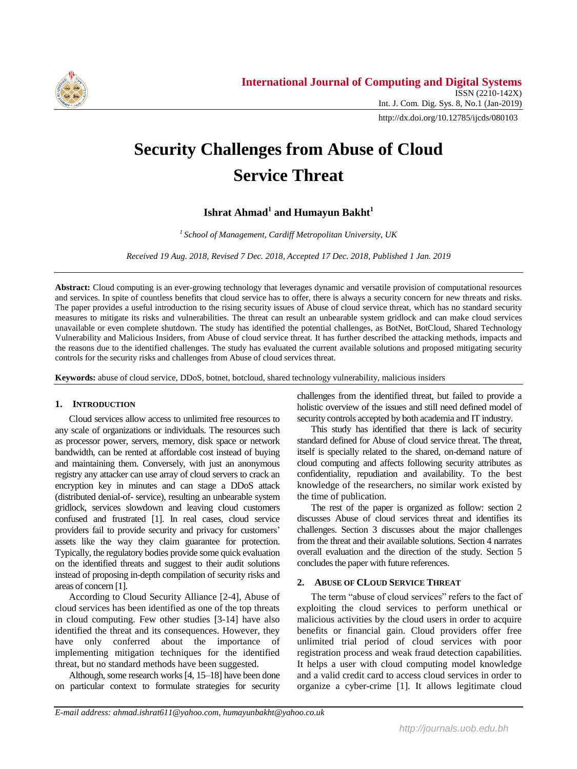# Security Challenges from Abuse of Cloud Service Threat

**Ishrat Ahmad[1] and Humayun Bakht[1]**

*[1] School of Management, Cardiff Metropolitan University, UK*

*Received 19 Aug. 2018, Revised 7 Dec. 2018, Accepted 17 Dec. 2018, Published 1 Jan. 2019*

**Abstract:** Cloud computing is an ever-growing technology that leverages dynamic and versatile provision of computational resources and services. In spite of countless benefits that cloud service has to offer, there is always a security concern for new threats and risks. The paper provides a useful introduction to the rising security issues of Abuse of cloud service threat, which has no standard security measures to mitigate its risks and vulnerabilities. The threat can result an unbearable system gridlock and can make cloud services unavailable or even complete shutdown. The study has identified the potential challenges, as BotNet, BotCloud, Shared Technology Vulnerability and Malicious Insiders, from Abuse of cloud service threat. It has further described the attacking methods, impacts and the reasons due to the identified challenges. The study has evaluated the current available solutions and proposed mitigating security controls for the security risks and challenges from Abuse of cloud services threat.

**Keywords:** abuse of cloud service, DDoS, botnet, botcloud, shared technology vulnerability, malicious insiders

## 1. Introduction

Cloud services allow access to unlimited free resources to any scale of organizations or individuals. The resources such as processor power, servers, memory, disk space or network bandwidth, can be rented at affordable cost instead of buying and maintaining them. Conversely, with just an anonymous registry any attacker can use array of cloud servers to crack an encryption key in minutes and can stage a DDoS attack (distributed denial-of- service), resulting an unbearable system gridlock, services slowdown and leaving cloud customers confused and frustrated [1]. In real cases, cloud service providers fail to provide security and privacy for customers' assets like the way they claim guarantee for protection. Typically, the regulatory bodies provide some quick evaluation on the identified threats and suggest to their audit solutions instead of proposing in-depth compilation of security risks and areas of concern [1].

According to Cloud Security Alliance [2-4], Abuse of cloud services has been identified as one of the top threats in cloud computing. Few other studies [3-14] have also identified the threat and its consequences. However, they have only conferred about the importance of implementing mitigation techniques for the identified threat, but no standard methods have been suggested.

Although, some research works [4, 15–18] have been done on particular context to formulate strategies for security challenges from the identified threat, but failed to provide a holistic overview of the issues and still need defined model of security controls accepted by both academia and IT industry.

This study has identified that there is lack of security standard defined for Abuse of cloud service threat. The threat, itself is specially related to the shared, on-demand nature of cloud computing and affects following security attributes as confidentiality, repudiation and availability. To the best knowledge of the researchers, no similar work existed by the time of publication.

The rest of the paper is organized as follow: section 2 discusses Abuse of cloud services threat and identifies its challenges. Section 3 discusses about the major challenges from the threat and their available solutions. Section 4 narrates overall evaluation and the direction of the study. Section 5 concludes the paper with future references.

## 2. Abuse of Cloud Service Threat

The term "abuse of cloud services" refers to the fact of exploiting the cloud services to perform unethical or malicious activities by the cloud users in order to acquire benefits or financial gain. Cloud providers offer free unlimited trial period of cloud services with poor registration process and weak fraud detection capabilities. It helps a user with cloud computing model knowledge and a valid credit card to access cloud services in order to organize a cyber-crime [1]. It allows legitimate cloud

*E-mail address: ahmad.ishrat611@yahoo.com, humayunbakht@yahoo.co.uk*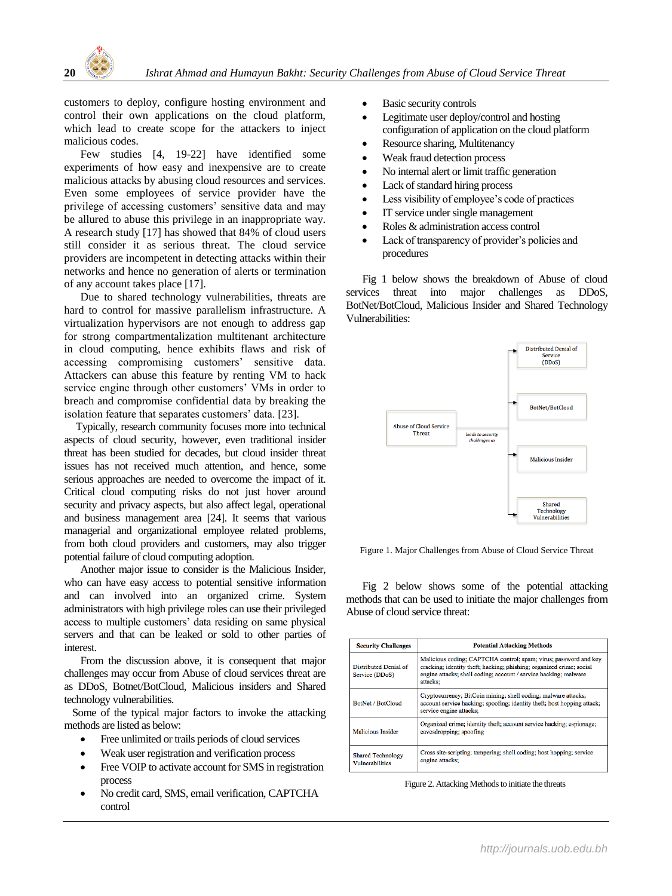customers to deploy, configure hosting environment and control their own applications on the cloud platform, which lead to create scope for the attackers to inject malicious codes.

Few studies [4, 19-22] have identified some experiments of how easy and inexpensive are to create malicious attacks by abusing cloud resources and services. Even some employees of service provider have the privilege of accessing customers' sensitive data and may be allured to abuse this privilege in an inappropriate way. A research study [17] has showed that 84% of cloud users still consider it as serious threat. The cloud service providers are incompetent in detecting attacks within their networks and hence no generation of alerts or termination of any account takes place [17].

Due to shared technology vulnerabilities, threats are hard to control for massive parallelism infrastructure. A virtualization hypervisors are not enough to address gap for strong compartmentalization multitenant architecture in cloud computing, hence exhibits flaws and risk of accessing compromising customers' sensitive data. Attackers can abuse this feature by renting VM to hack service engine through other customers' VMs in order to breach and compromise confidential data by breaking the isolation feature that separates customers' data. [23].

Typically, research community focuses more into technical aspects of cloud security, however, even traditional insider threat has been studied for decades, but cloud insider threat issues has not received much attention, and hence, some serious approaches are needed to overcome the impact of it. Critical cloud computing risks do not just hover around security and privacy aspects, but also affect legal, operational and business management area [24]. It seems that various managerial and organizational employee related problems, from both cloud providers and customers, may also trigger potential failure of cloud computing adoption.

Another major issue to consider is the Malicious Insider, who can have easy access to potential sensitive information and can involved into an organized crime. System administrators with high privilege roles can use their privileged access to multiple customers' data residing on same physical servers and that can be leaked or sold to other parties of interest.

From the discussion above, it is consequent that major challenges may occur from Abuse of cloud services threat are as DDoS, Botnet/BotCloud, Malicious insiders and Shared technology vulnerabilities.

Some of the typical major factors to invoke the attacking methods are listed as below:

- Free unlimited or trails periods of cloud services
- Weak user registration and verification process
- Free VOIP to activate account for SMS in registration process
- No credit card, SMS, email verification, CAPTCHA control
- Basic security controls
- Legitimate user deploy/control and hosting configuration of application on the cloud platform
- Resource sharing, Multitenancy
- Weak fraud detection process
- No internal alert or limit traffic generation
- Lack of standard hiring process
- Less visibility of employee's code of practices
- IT service under single management
- Roles & administration access control
- Lack of transparency of provider's policies and procedures

Fig 1 below shows the breakdown of Abuse of cloud services threat into major challenges as DDoS, BotNet/BotCloud, Malicious Insider and Shared Technology Vulnerabilities:

Abuse of Cloud Service Threat → *leads to security challenges as* → Distributed Denial of Service (DDoS); BotNet/BotCloud; Malicious Insider; Shared Technology Vulnerabilities

Figure 1. Major Challenges from Abuse of Cloud Service Threat

Fig 2 below shows some of the potential attacking methods that can be used to initiate the major challenges from Abuse of cloud service threat:

| Security Challenges | Potential Attacking Methods |
|---|---|
| Distributed Denial of Service (DDoS) | Malicious coding; CAPTCHA control; spam; virus; password and key cracking; identity theft; hacking; phishing; organized crime; social engine attacks; shell coding; account / service hacking; malware attacks; |
| BotNet / BotCloud | Cryptocurrency; BitCoin mining; shell coding; malware attacks; account service hacking; spoofing; identity theft; host hopping attack; service engine attacks; |
| Malicious Insider | Organized crime; identity theft; account service hacking; espionage; eavesdropping; spoofing |
| Shared Technology Vulnerabilities | Cross site-scripting; tampering; shell coding; host hopping; service engine attacks; |

Figure 2. Attacking Methods to initiate the threats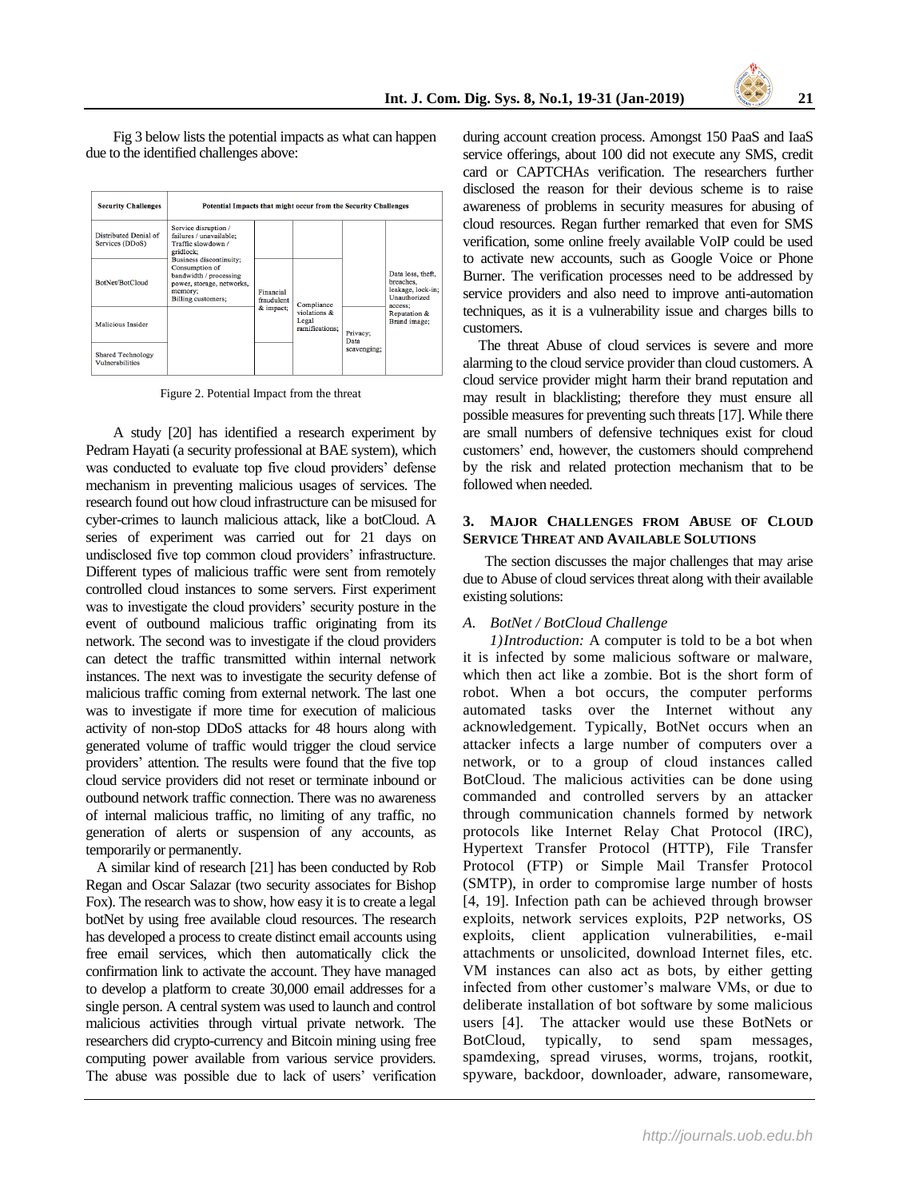Fig 3 below lists the potential impacts as what can happen due to the identified challenges above:

| Security Challenges | Potential Impacts that might occur from the Security Challenges | | | | |
|---|---|---|---|---|---|
| Distributed Denial of Services (DDoS) | Service disruption / failures / unavailable; Traffic slowdown / gridlock; Business discontinuity; Consumption of bandwidth / processing power, storage, networks, memory; Billing customers; | | | | Data loss, theft, breaches, leakage, lock-in; Unauthorized access; Reputation & Brand image; |
| BotNet/BotCloud | | Financial fraudulent & impact; | Compliance violations & Legal ramifications; | | |
| Malicious Insider | | | | Privacy; Data scavenging; | |
| Shared Technology Vulnerabilities | | | | | |

Figure 2. Potential Impact from the threat

A study [20] has identified a research experiment by Pedram Hayati (a security professional at BAE system), which was conducted to evaluate top five cloud providers' defense mechanism in preventing malicious usages of services. The research found out how cloud infrastructure can be misused for cyber-crimes to launch malicious attack, like a botCloud. A series of experiment was carried out for 21 days on undisclosed five top common cloud providers' infrastructure. Different types of malicious traffic were sent from remotely controlled cloud instances to some servers. First experiment was to investigate the cloud providers' security posture in the event of outbound malicious traffic originating from its network. The second was to investigate if the cloud providers can detect the traffic transmitted within internal network instances. The next was to investigate the security defense of malicious traffic coming from external network. The last one was to investigate if more time for execution of malicious activity of non-stop DDoS attacks for 48 hours along with generated volume of traffic would trigger the cloud service providers' attention. The results were found that the five top cloud service providers did not reset or terminate inbound or outbound network traffic connection. There was no awareness of internal malicious traffic, no limiting of any traffic, no generation of alerts or suspension of any accounts, as temporarily or permanently.

A similar kind of research [21] has been conducted by Rob Regan and Oscar Salazar (two security associates for Bishop Fox). The research was to show, how easy it is to create a legal botNet by using free available cloud resources. The research has developed a process to create distinct email accounts using free email services, which then automatically click the confirmation link to activate the account. They have managed to develop a platform to create 30,000 email addresses for a single person. A central system was used to launch and control malicious activities through virtual private network. The researchers did crypto-currency and Bitcoin mining using free computing power available from various service providers. The abuse was possible due to lack of users' verification during account creation process. Amongst 150 PaaS and IaaS service offerings, about 100 did not execute any SMS, credit card or CAPTCHAs verification. The researchers further disclosed the reason for their devious scheme is to raise awareness of problems in security measures for abusing of cloud resources. Regan further remarked that even for SMS verification, some online freely available VoIP could be used to activate new accounts, such as Google Voice or Phone Burner. The verification processes need to be addressed by service providers and also need to improve anti-automation techniques, as it is a vulnerability issue and charges bills to customers.

The threat Abuse of cloud services is severe and more alarming to the cloud service provider than cloud customers. A cloud service provider might harm their brand reputation and may result in blacklisting; therefore they must ensure all possible measures for preventing such threats [17]. While there are small numbers of defensive techniques exist for cloud customers' end, however, the customers should comprehend by the risk and related protection mechanism that to be followed when needed.

## 3. Major Challenges from Abuse of Cloud Service Threat and Available Solutions

The section discusses the major challenges that may arise due to Abuse of cloud services threat along with their available existing solutions:

### A. *BotNet / BotCloud Challenge*

*1) Introduction:* A computer is told to be a bot when it is infected by some malicious software or malware, which then act like a zombie. Bot is the short form of robot. When a bot occurs, the computer performs automated tasks over the Internet without any acknowledgement. Typically, BotNet occurs when an attacker infects a large number of computers over a network, or to a group of cloud instances called BotCloud. The malicious activities can be done using commanded and controlled servers by an attacker through communication channels formed by network protocols like Internet Relay Chat Protocol (IRC), Hypertext Transfer Protocol (HTTP), File Transfer Protocol (FTP) or Simple Mail Transfer Protocol (SMTP), in order to compromise large number of hosts [4, 19]. Infection path can be achieved through browser exploits, network services exploits, P2P networks, OS exploits, client application vulnerabilities, e-mail attachments or unsolicited, download Internet files, etc. VM instances can also act as bots, by either getting infected from other customer's malware VMs, or due to deliberate installation of bot software by some malicious users [4]. The attacker would use these BotNets or BotCloud, typically, to send spam messages, spamdexing, spread viruses, worms, trojans, rootkit, spyware, backdoor, downloader, adware, ransomeware,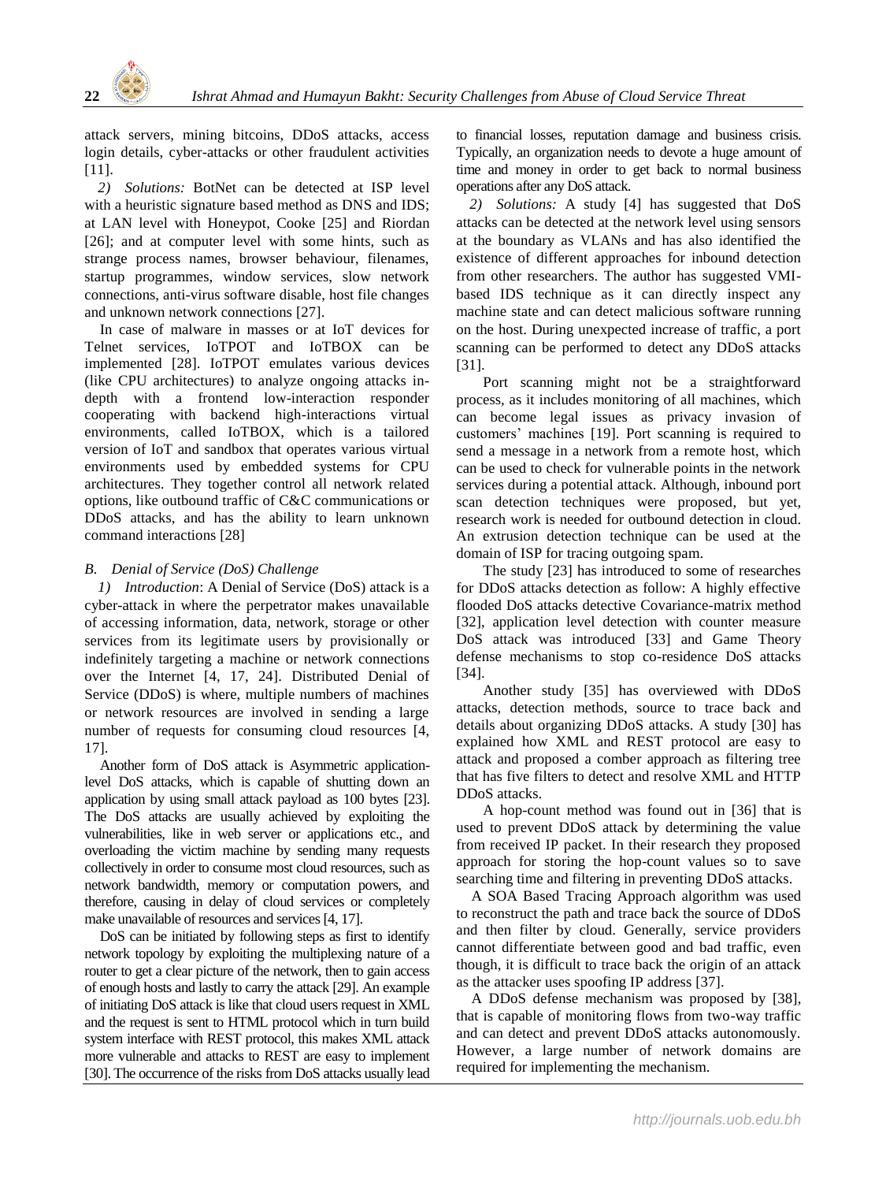attack servers, mining bitcoins, DDoS attacks, access login details, cyber-attacks or other fraudulent activities [11].

*2) Solutions:* BotNet can be detected at ISP level with a heuristic signature based method as DNS and IDS; at LAN level with Honeypot, Cooke [25] and Riordan [26]; and at computer level with some hints, such as strange process names, browser behaviour, filenames, startup programmes, window services, slow network connections, anti-virus software disable, host file changes and unknown network connections [27].

In case of malware in masses or at IoT devices for Telnet services, IoTPOT and IoTBOX can be implemented [28]. IoTPOT emulates various devices (like CPU architectures) to analyze ongoing attacks in-depth with a frontend low-interaction responder cooperating with backend high-interactions virtual environments, called IoTBOX, which is a tailored version of IoT and sandbox that operates various virtual environments used by embedded systems for CPU architectures. They together control all network related options, like outbound traffic of C&C communications or DDoS attacks, and has the ability to learn unknown command interactions [28]

### *B. Denial of Service (DoS) Challenge*

*1) Introduction*: A Denial of Service (DoS) attack is a cyber-attack in where the perpetrator makes unavailable of accessing information, data, network, storage or other services from its legitimate users by provisionally or indefinitely targeting a machine or network connections over the Internet [4, 17, 24]. Distributed Denial of Service (DDoS) is where, multiple numbers of machines or network resources are involved in sending a large number of requests for consuming cloud resources [4, 17].

Another form of DoS attack is Asymmetric application-level DoS attacks, which is capable of shutting down an application by using small attack payload as 100 bytes [23]. The DoS attacks are usually achieved by exploiting the vulnerabilities, like in web server or applications etc., and overloading the victim machine by sending many requests collectively in order to consume most cloud resources, such as network bandwidth, memory or computation powers, and therefore, causing in delay of cloud services or completely make unavailable of resources and services [4, 17].

DoS can be initiated by following steps as first to identify network topology by exploiting the multiplexing nature of a router to get a clear picture of the network, then to gain access of enough hosts and lastly to carry the attack [29]. An example of initiating DoS attack is like that cloud users request in XML and the request is sent to HTML protocol which in turn build system interface with REST protocol, this makes XML attack more vulnerable and attacks to REST are easy to implement [30]. The occurrence of the risks from DoS attacks usually lead to financial losses, reputation damage and business crisis. Typically, an organization needs to devote a huge amount of time and money in order to get back to normal business operations after any DoS attack.

*2) Solutions:* A study [4] has suggested that DoS attacks can be detected at the network level using sensors at the boundary as VLANs and has also identified the existence of different approaches for inbound detection from other researchers. The author has suggested VMI-based IDS technique as it can directly inspect any machine state and can detect malicious software running on the host. During unexpected increase of traffic, a port scanning can be performed to detect any DDoS attacks [31].

Port scanning might not be a straightforward process, as it includes monitoring of all machines, which can become legal issues as privacy invasion of customers' machines [19]. Port scanning is required to send a message in a network from a remote host, which can be used to check for vulnerable points in the network services during a potential attack. Although, inbound port scan detection techniques were proposed, but yet, research work is needed for outbound detection in cloud. An extrusion detection technique can be used at the domain of ISP for tracing outgoing spam.

The study [23] has introduced to some of researches for DDoS attacks detection as follow: A highly effective flooded DoS attacks detective Covariance-matrix method [32], application level detection with counter measure DoS attack was introduced [33] and Game Theory defense mechanisms to stop co-residence DoS attacks [34].

Another study [35] has overviewed with DDoS attacks, detection methods, source to trace back and details about organizing DDoS attacks. A study [30] has explained how XML and REST protocol are easy to attack and proposed a comber approach as filtering tree that has five filters to detect and resolve XML and HTTP DDoS attacks.

A hop-count method was found out in [36] that is used to prevent DDoS attack by determining the value from received IP packet. In their research they proposed approach for storing the hop-count values so to save searching time and filtering in preventing DDoS attacks.

A SOA Based Tracing Approach algorithm was used to reconstruct the path and trace back the source of DDoS and then filter by cloud. Generally, service providers cannot differentiate between good and bad traffic, even though, it is difficult to trace back the origin of an attack as the attacker uses spoofing IP address [37].

A DDoS defense mechanism was proposed by [38], that is capable of monitoring flows from two-way traffic and can detect and prevent DDoS attacks autonomously. However, a large number of network domains are required for implementing the mechanism.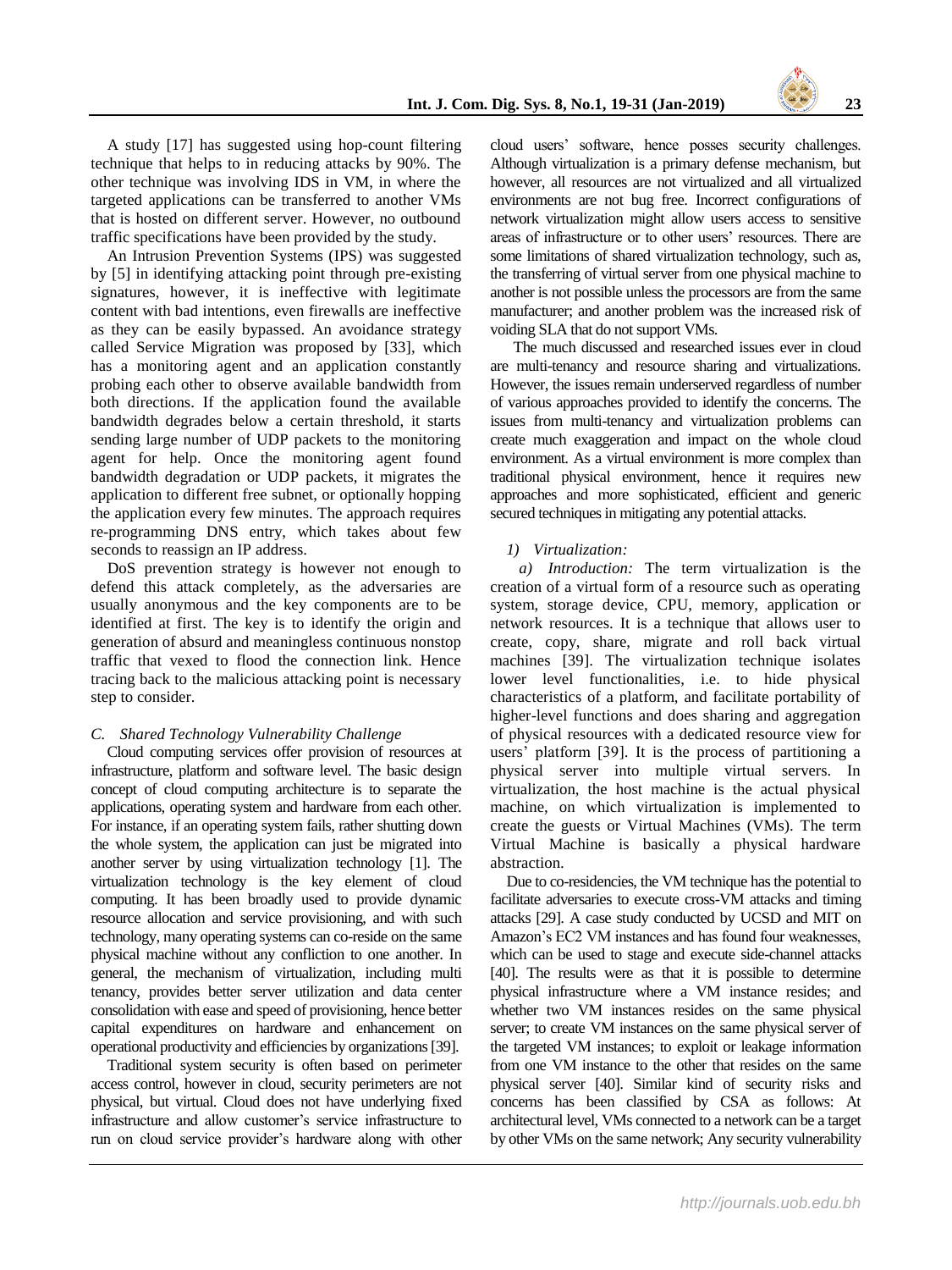A study [17] has suggested using hop-count filtering technique that helps to in reducing attacks by 90%. The other technique was involving IDS in VM, in where the targeted applications can be transferred to another VMs that is hosted on different server. However, no outbound traffic specifications have been provided by the study.

An Intrusion Prevention Systems (IPS) was suggested by [5] in identifying attacking point through pre-existing signatures, however, it is ineffective with legitimate content with bad intentions, even firewalls are ineffective as they can be easily bypassed. An avoidance strategy called Service Migration was proposed by [33], which has a monitoring agent and an application constantly probing each other to observe available bandwidth from both directions. If the application found the available bandwidth degrades below a certain threshold, it starts sending large number of UDP packets to the monitoring agent for help. Once the monitoring agent found bandwidth degradation or UDP packets, it migrates the application to different free subnet, or optionally hopping the application every few minutes. The approach requires re-programming DNS entry, which takes about few seconds to reassign an IP address.

DoS prevention strategy is however not enough to defend this attack completely, as the adversaries are usually anonymous and the key components are to be identified at first. The key is to identify the origin and generation of absurd and meaningless continuous nonstop traffic that vexed to flood the connection link. Hence tracing back to the malicious attacking point is necessary step to consider.

### *C. Shared Technology Vulnerability Challenge*

Cloud computing services offer provision of resources at infrastructure, platform and software level. The basic design concept of cloud computing architecture is to separate the applications, operating system and hardware from each other. For instance, if an operating system fails, rather shutting down the whole system, the application can just be migrated into another server by using virtualization technology [1]. The virtualization technology is the key element of cloud computing. It has been broadly used to provide dynamic resource allocation and service provisioning, and with such technology, many operating systems can co-reside on the same physical machine without any confliction to one another. In general, the mechanism of virtualization, including multi tenancy, provides better server utilization and data center consolidation with ease and speed of provisioning, hence better capital expenditures on hardware and enhancement on operational productivity and efficiencies by organizations [39].

Traditional system security is often based on perimeter access control, however in cloud, security perimeters are not physical, but virtual. Cloud does not have underlying fixed infrastructure and allow customer's service infrastructure to run on cloud service provider's hardware along with other cloud users' software, hence posses security challenges. Although virtualization is a primary defense mechanism, but however, all resources are not virtualized and all virtualized environments are not bug free. Incorrect configurations of network virtualization might allow users access to sensitive areas of infrastructure or to other users' resources. There are some limitations of shared virtualization technology, such as, the transferring of virtual server from one physical machine to another is not possible unless the processors are from the same manufacturer; and another problem was the increased risk of voiding SLA that do not support VMs.

The much discussed and researched issues ever in cloud are multi-tenancy and resource sharing and virtualizations. However, the issues remain underserved regardless of number of various approaches provided to identify the concerns. The issues from multi-tenancy and virtualization problems can create much exaggeration and impact on the whole cloud environment. As a virtual environment is more complex than traditional physical environment, hence it requires new approaches and more sophisticated, efficient and generic secured techniques in mitigating any potential attacks.

#### *1) Virtualization:*

*a) Introduction:* The term virtualization is the creation of a virtual form of a resource such as operating system, storage device, CPU, memory, application or network resources. It is a technique that allows user to create, copy, share, migrate and roll back virtual machines [39]. The virtualization technique isolates lower level functionalities, i.e. to hide physical characteristics of a platform, and facilitate portability of higher-level functions and does sharing and aggregation of physical resources with a dedicated resource view for users' platform [39]. It is the process of partitioning a physical server into multiple virtual servers. In virtualization, the host machine is the actual physical machine, on which virtualization is implemented to create the guests or Virtual Machines (VMs). The term Virtual Machine is basically a physical hardware abstraction.

Due to co-residencies, the VM technique has the potential to facilitate adversaries to execute cross-VM attacks and timing attacks [29]. A case study conducted by UCSD and MIT on Amazon's EC2 VM instances and has found four weaknesses, which can be used to stage and execute side-channel attacks [40]. The results were as that it is possible to determine physical infrastructure where a VM instance resides; and whether two VM instances resides on the same physical server; to create VM instances on the same physical server of the targeted VM instances; to exploit or leakage information from one VM instance to the other that resides on the same physical server [40]. Similar kind of security risks and concerns has been classified by CSA as follows: At architectural level, VMs connected to a network can be a target by other VMs on the same network; Any security vulnerability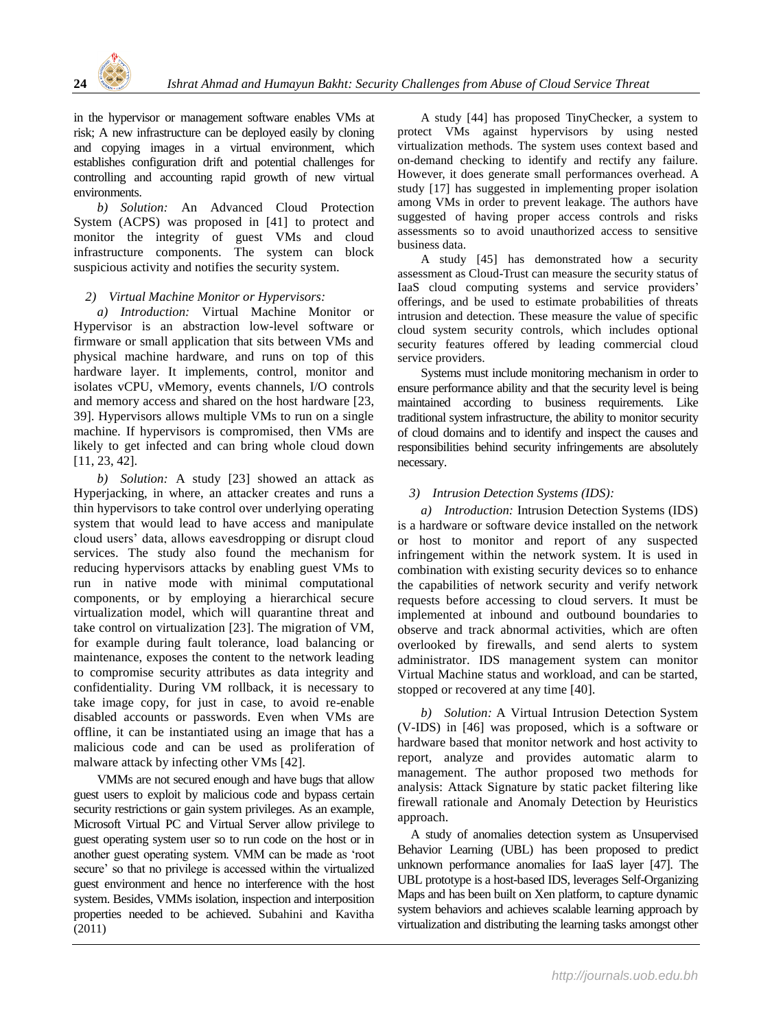in the hypervisor or management software enables VMs at risk; A new infrastructure can be deployed easily by cloning and copying images in a virtual environment, which establishes configuration drift and potential challenges for controlling and accounting rapid growth of new virtual environments.

*b) Solution:* An Advanced Cloud Protection System (ACPS) was proposed in [41] to protect and monitor the integrity of guest VMs and cloud infrastructure components. The system can block suspicious activity and notifies the security system.

*2) Virtual Machine Monitor or Hypervisors:*

*a) Introduction:* Virtual Machine Monitor or Hypervisor is an abstraction low-level software or firmware or small application that sits between VMs and physical machine hardware, and runs on top of this hardware layer. It implements, control, monitor and isolates vCPU, vMemory, events channels, I/O controls and memory access and shared on the host hardware [23, 39]. Hypervisors allows multiple VMs to run on a single machine. If hypervisors is compromised, then VMs are likely to get infected and can bring whole cloud down [11, 23, 42].

*b) Solution:* A study [23] showed an attack as Hyperjacking, in where, an attacker creates and runs a thin hypervisors to take control over underlying operating system that would lead to have access and manipulate cloud users' data, allows eavesdropping or disrupt cloud services. The study also found the mechanism for reducing hypervisors attacks by enabling guest VMs to run in native mode with minimal computational components, or by employing a hierarchical secure virtualization model, which will quarantine threat and take control on virtualization [23]. The migration of VM, for example during fault tolerance, load balancing or maintenance, exposes the content to the network leading to compromise security attributes as data integrity and confidentiality. During VM rollback, it is necessary to take image copy, for just in case, to avoid re-enable disabled accounts or passwords. Even when VMs are offline, it can be instantiated using an image that has a malicious code and can be used as proliferation of malware attack by infecting other VMs [42].

VMMs are not secured enough and have bugs that allow guest users to exploit by malicious code and bypass certain security restrictions or gain system privileges. As an example, Microsoft Virtual PC and Virtual Server allow privilege to guest operating system user so to run code on the host or in another guest operating system. VMM can be made as 'root secure' so that no privilege is accessed within the virtualized guest environment and hence no interference with the host system. Besides, VMMs isolation, inspection and interposition properties needed to be achieved. Subahini and Kavitha (2011)

A study [44] has proposed TinyChecker, a system to protect VMs against hypervisors by using nested virtualization methods. The system uses context based and on-demand checking to identify and rectify any failure. However, it does generate small performances overhead. A study [17] has suggested in implementing proper isolation among VMs in order to prevent leakage. The authors have suggested of having proper access controls and risks assessments so to avoid unauthorized access to sensitive business data.

A study [45] has demonstrated how a security assessment as Cloud-Trust can measure the security status of IaaS cloud computing systems and service providers' offerings, and be used to estimate probabilities of threats intrusion and detection. These measure the value of specific cloud system security controls, which includes optional security features offered by leading commercial cloud service providers.

Systems must include monitoring mechanism in order to ensure performance ability and that the security level is being maintained according to business requirements. Like traditional system infrastructure, the ability to monitor security of cloud domains and to identify and inspect the causes and responsibilities behind security infringements are absolutely necessary.

*3) Intrusion Detection Systems (IDS):*

*a) Introduction:* Intrusion Detection Systems (IDS) is a hardware or software device installed on the network or host to monitor and report of any suspected infringement within the network system. It is used in combination with existing security devices so to enhance the capabilities of network security and verify network requests before accessing to cloud servers. It must be implemented at inbound and outbound boundaries to observe and track abnormal activities, which are often overlooked by firewalls, and send alerts to system administrator. IDS management system can monitor Virtual Machine status and workload, and can be started, stopped or recovered at any time [40].

*b) Solution:* A Virtual Intrusion Detection System (V-IDS) in [46] was proposed, which is a software or hardware based that monitor network and host activity to report, analyze and provides automatic alarm to management. The author proposed two methods for analysis: Attack Signature by static packet filtering like firewall rationale and Anomaly Detection by Heuristics approach.

A study of anomalies detection system as Unsupervised Behavior Learning (UBL) has been proposed to predict unknown performance anomalies for IaaS layer [47]. The UBL prototype is a host-based IDS, leverages Self-Organizing Maps and has been built on Xen platform, to capture dynamic system behaviors and achieves scalable learning approach by virtualization and distributing the learning tasks amongst other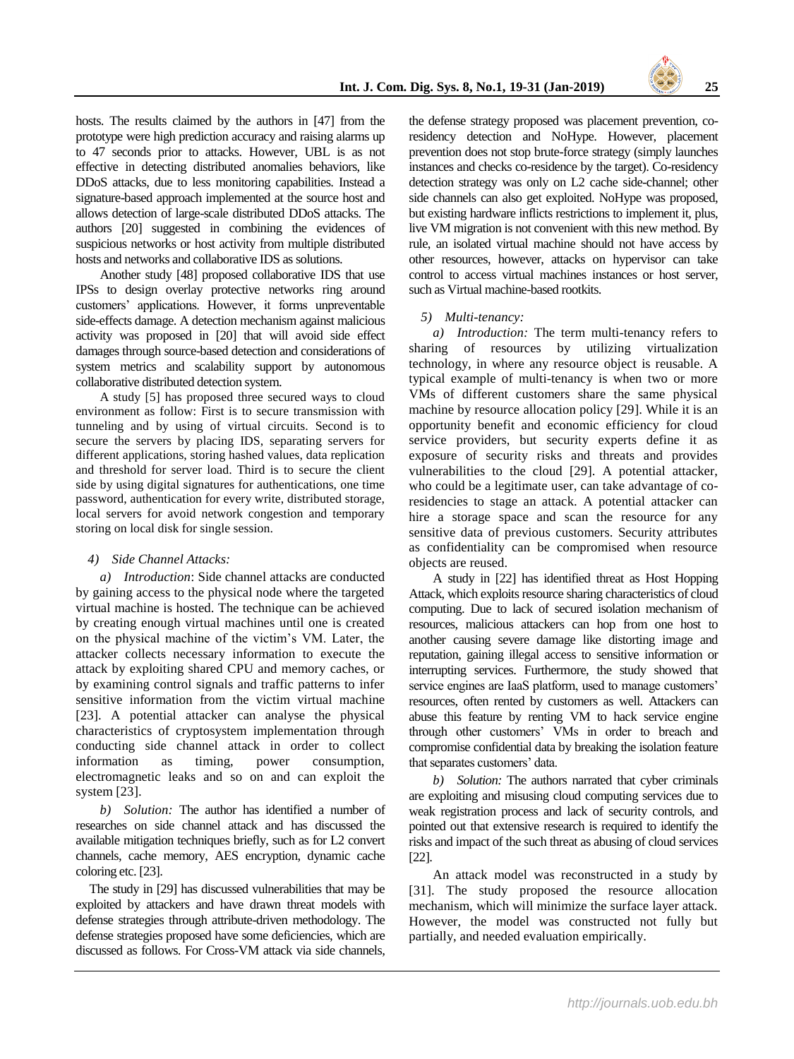hosts. The results claimed by the authors in [47] from the prototype were high prediction accuracy and raising alarms up to 47 seconds prior to attacks. However, UBL is as not effective in detecting distributed anomalies behaviors, like DDoS attacks, due to less monitoring capabilities. Instead a signature-based approach implemented at the source host and allows detection of large-scale distributed DDoS attacks. The authors [20] suggested in combining the evidences of suspicious networks or host activity from multiple distributed hosts and networks and collaborative IDS as solutions.

Another study [48] proposed collaborative IDS that use IPSs to design overlay protective networks ring around customers' applications. However, it forms unpreventable side-effects damage. A detection mechanism against malicious activity was proposed in [20] that will avoid side effect damages through source-based detection and considerations of system metrics and scalability support by autonomous collaborative distributed detection system.

A study [5] has proposed three secured ways to cloud environment as follow: First is to secure transmission with tunneling and by using of virtual circuits. Second is to secure the servers by placing IDS, separating servers for different applications, storing hashed values, data replication and threshold for server load. Third is to secure the client side by using digital signatures for authentications, one time password, authentication for every write, distributed storage, local servers for avoid network congestion and temporary storing on local disk for single session.

#### *4) Side Channel Attacks:*

*a) Introduction*: Side channel attacks are conducted by gaining access to the physical node where the targeted virtual machine is hosted. The technique can be achieved by creating enough virtual machines until one is created on the physical machine of the victim's VM. Later, the attacker collects necessary information to execute the attack by exploiting shared CPU and memory caches, or by examining control signals and traffic patterns to infer sensitive information from the victim virtual machine [23]. A potential attacker can analyse the physical characteristics of cryptosystem implementation through conducting side channel attack in order to collect information as timing, power consumption, electromagnetic leaks and so on and can exploit the system [23].

*b) Solution:* The author has identified a number of researches on side channel attack and has discussed the available mitigation techniques briefly, such as for L2 convert channels, cache memory, AES encryption, dynamic cache coloring etc. [23].

The study in [29] has discussed vulnerabilities that may be exploited by attackers and have drawn threat models with defense strategies through attribute-driven methodology. The defense strategies proposed have some deficiencies, which are discussed as follows. For Cross-VM attack via side channels, the defense strategy proposed was placement prevention, co-residency detection and NoHype. However, placement prevention does not stop brute-force strategy (simply launches instances and checks co-residence by the target). Co-residency detection strategy was only on L2 cache side-channel; other side channels can also get exploited. NoHype was proposed, but existing hardware inflicts restrictions to implement it, plus, live VM migration is not convenient with this new method. By rule, an isolated virtual machine should not have access by other resources, however, attacks on hypervisor can take control to access virtual machines instances or host server, such as Virtual machine-based rootkits.

#### *5) Multi-tenancy:*

*a) Introduction:* The term multi-tenancy refers to sharing of resources by utilizing virtualization technology, in where any resource object is reusable. A typical example of multi-tenancy is when two or more VMs of different customers share the same physical machine by resource allocation policy [29]. While it is an opportunity benefit and economic efficiency for cloud service providers, but security experts define it as exposure of security risks and threats and provides vulnerabilities to the cloud [29]. A potential attacker, who could be a legitimate user, can take advantage of co-residencies to stage an attack. A potential attacker can hire a storage space and scan the resource for any sensitive data of previous customers. Security attributes as confidentiality can be compromised when resource objects are reused.

A study in [22] has identified threat as Host Hopping Attack, which exploits resource sharing characteristics of cloud computing. Due to lack of secured isolation mechanism of resources, malicious attackers can hop from one host to another causing severe damage like distorting image and reputation, gaining illegal access to sensitive information or interrupting services. Furthermore, the study showed that service engines are IaaS platform, used to manage customers' resources, often rented by customers as well. Attackers can abuse this feature by renting VM to hack service engine through other customers' VMs in order to breach and compromise confidential data by breaking the isolation feature that separates customers' data.

*b) Solution:* The authors narrated that cyber criminals are exploiting and misusing cloud computing services due to weak registration process and lack of security controls, and pointed out that extensive research is required to identify the risks and impact of the such threat as abusing of cloud services [22].

An attack model was reconstructed in a study by [31]. The study proposed the resource allocation mechanism, which will minimize the surface layer attack. However, the model was constructed not fully but partially, and needed evaluation empirically.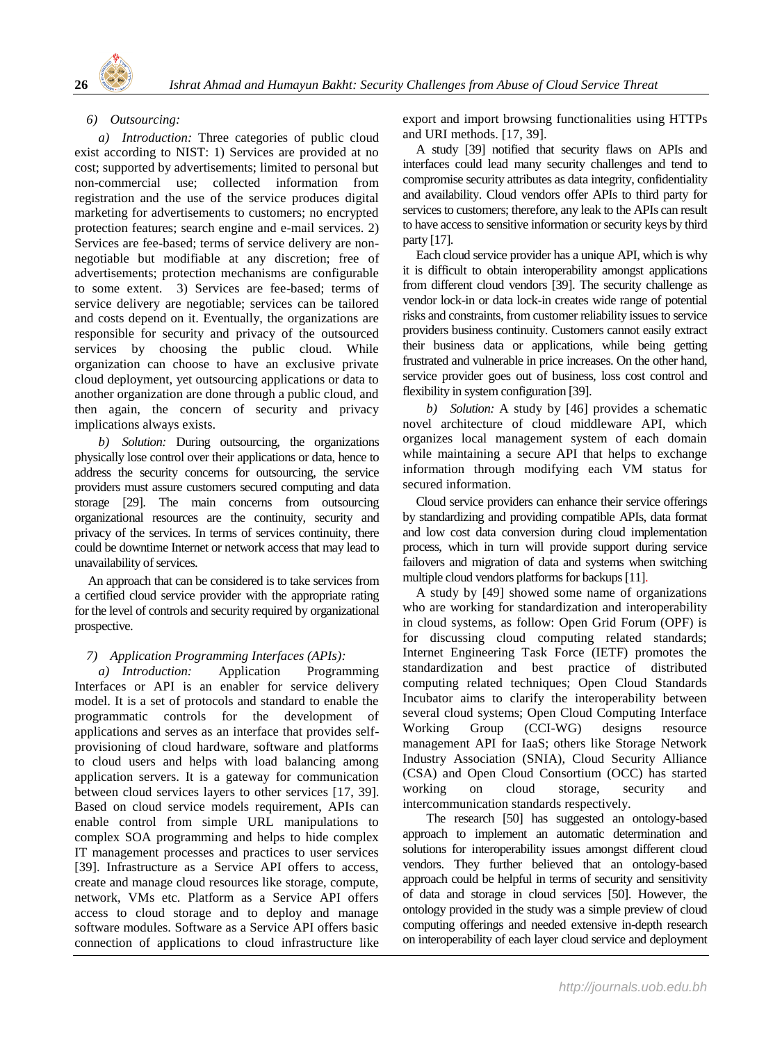### 6) Outsourcing:

*a) Introduction:* Three categories of public cloud exist according to NIST: 1) Services are provided at no cost; supported by advertisements; limited to personal but non-commercial use; collected information from registration and the use of the service produces digital marketing for advertisements to customers; no encrypted protection features; search engine and e-mail services. 2) Services are fee-based; terms of service delivery are non-negotiable but modifiable at any discretion; free of advertisements; protection mechanisms are configurable to some extent. 3) Services are fee-based; terms of service delivery are negotiable; services can be tailored and costs depend on it. Eventually, the organizations are responsible for security and privacy of the outsourced services by choosing the public cloud. While organization can choose to have an exclusive private cloud deployment, yet outsourcing applications or data to another organization are done through a public cloud, and then again, the concern of security and privacy implications always exists.

*b) Solution:* During outsourcing, the organizations physically lose control over their applications or data, hence to address the security concerns for outsourcing, the service providers must assure customers secured computing and data storage [29]. The main concerns from outsourcing organizational resources are the continuity, security and privacy of the services. In terms of services continuity, there could be downtime Internet or network access that may lead to unavailability of services.

An approach that can be considered is to take services from a certified cloud service provider with the appropriate rating for the level of controls and security required by organizational prospective.

### 7) Application Programming Interfaces (APIs):

*a) Introduction:* Application Programming Interfaces or API is an enabler for service delivery model. It is a set of protocols and standard to enable the programmatic controls for the development of applications and serves as an interface that provides self-provisioning of cloud hardware, software and platforms to cloud users and helps with load balancing among application servers. It is a gateway for communication between cloud services layers to other services [17, 39]. Based on cloud service models requirement, APIs can enable control from simple URL manipulations to complex SOA programming and helps to hide complex IT management processes and practices to user services [39]. Infrastructure as a Service API offers to access, create and manage cloud resources like storage, compute, network, VMs etc. Platform as a Service API offers access to cloud storage and to deploy and manage software modules. Software as a Service API offers basic connection of applications to cloud infrastructure like export and import browsing functionalities using HTTPs and URI methods. [17, 39].

A study [39] notified that security flaws on APIs and interfaces could lead many security challenges and tend to compromise security attributes as data integrity, confidentiality and availability. Cloud vendors offer APIs to third party for services to customers; therefore, any leak to the APIs can result to have access to sensitive information or security keys by third party [17].

Each cloud service provider has a unique API, which is why it is difficult to obtain interoperability amongst applications from different cloud vendors [39]. The security challenge as vendor lock-in or data lock-in creates wide range of potential risks and constraints, from customer reliability issues to service providers business continuity. Customers cannot easily extract their business data or applications, while being getting frustrated and vulnerable in price increases. On the other hand, service provider goes out of business, loss cost control and flexibility in system configuration [39].

*b) Solution:* A study by [46] provides a schematic novel architecture of cloud middleware API, which organizes local management system of each domain while maintaining a secure API that helps to exchange information through modifying each VM status for secured information.

Cloud service providers can enhance their service offerings by standardizing and providing compatible APIs, data format and low cost data conversion during cloud implementation process, which in turn will provide support during service failovers and migration of data and systems when switching multiple cloud vendors platforms for backups [11].

A study by [49] showed some name of organizations who are working for standardization and interoperability in cloud systems, as follow: Open Grid Forum (OPF) is for discussing cloud computing related standards; Internet Engineering Task Force (IETF) promotes the standardization and best practice of distributed computing related techniques; Open Cloud Standards Incubator aims to clarify the interoperability between several cloud systems; Open Cloud Computing Interface Working Group (CCI-WG) designs resource management API for IaaS; others like Storage Network Industry Association (SNIA), Cloud Security Alliance (CSA) and Open Cloud Consortium (OCC) has started working on cloud storage, security and intercommunication standards respectively.

The research [50] has suggested an ontology-based approach to implement an automatic determination and solutions for interoperability issues amongst different cloud vendors. They further believed that an ontology-based approach could be helpful in terms of security and sensitivity of data and storage in cloud services [50]. However, the ontology provided in the study was a simple preview of cloud computing offerings and needed extensive in-depth research on interoperability of each layer cloud service and deployment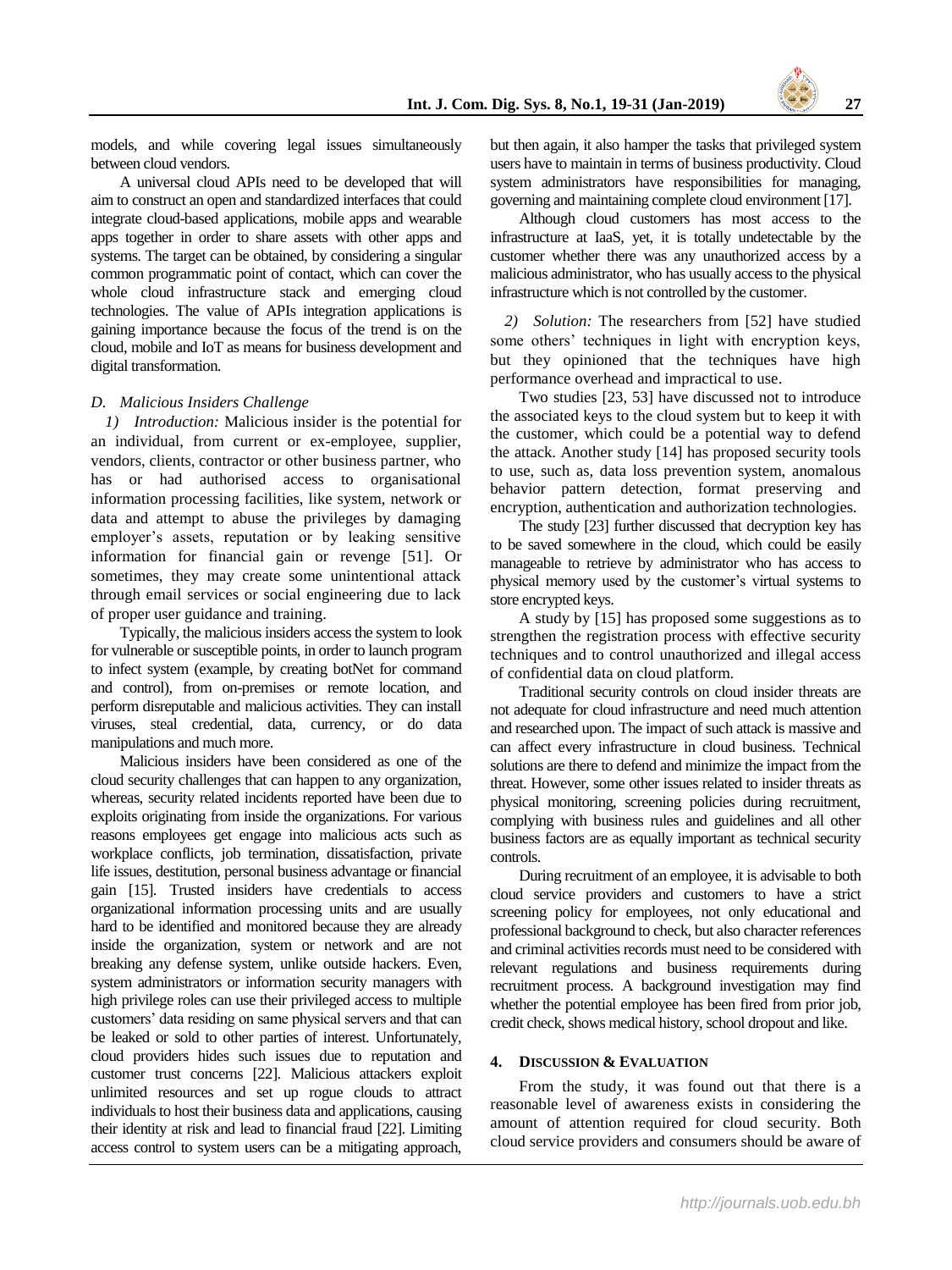models, and while covering legal issues simultaneously between cloud vendors.

A universal cloud APIs need to be developed that will aim to construct an open and standardized interfaces that could integrate cloud-based applications, mobile apps and wearable apps together in order to share assets with other apps and systems. The target can be obtained, by considering a singular common programmatic point of contact, which can cover the whole cloud infrastructure stack and emerging cloud technologies. The value of APIs integration applications is gaining importance because the focus of the trend is on the cloud, mobile and IoT as means for business development and digital transformation.

### *D. Malicious Insiders Challenge*

*1) Introduction:* Malicious insider is the potential for an individual, from current or ex-employee, supplier, vendors, clients, contractor or other business partner, who has or had authorised access to organisational information processing facilities, like system, network or data and attempt to abuse the privileges by damaging employer's assets, reputation or by leaking sensitive information for financial gain or revenge [51]. Or sometimes, they may create some unintentional attack through email services or social engineering due to lack of proper user guidance and training.

Typically, the malicious insiders access the system to look for vulnerable or susceptible points, in order to launch program to infect system (example, by creating botNet for command and control), from on-premises or remote location, and perform disreputable and malicious activities. They can install viruses, steal credential, data, currency, or do data manipulations and much more.

Malicious insiders have been considered as one of the cloud security challenges that can happen to any organization, whereas, security related incidents reported have been due to exploits originating from inside the organizations. For various reasons employees get engage into malicious acts such as workplace conflicts, job termination, dissatisfaction, private life issues, destitution, personal business advantage or financial gain [15]. Trusted insiders have credentials to access organizational information processing units and are usually hard to be identified and monitored because they are already inside the organization, system or network and are not breaking any defense system, unlike outside hackers. Even, system administrators or information security managers with high privilege roles can use their privileged access to multiple customers' data residing on same physical servers and that can be leaked or sold to other parties of interest. Unfortunately, cloud providers hides such issues due to reputation and customer trust concerns [22]. Malicious attackers exploit unlimited resources and set up rogue clouds to attract individuals to host their business data and applications, causing their identity at risk and lead to financial fraud [22]. Limiting access control to system users can be a mitigating approach, but then again, it also hamper the tasks that privileged system users have to maintain in terms of business productivity. Cloud system administrators have responsibilities for managing, governing and maintaining complete cloud environment [17].

Although cloud customers has most access to the infrastructure at IaaS, yet, it is totally undetectable by the customer whether there was any unauthorized access by a malicious administrator, who has usually access to the physical infrastructure which is not controlled by the customer.

*2) Solution:* The researchers from [52] have studied some others' techniques in light with encryption keys, but they opinioned that the techniques have high performance overhead and impractical to use.

Two studies [23, 53] have discussed not to introduce the associated keys to the cloud system but to keep it with the customer, which could be a potential way to defend the attack. Another study [14] has proposed security tools to use, such as, data loss prevention system, anomalous behavior pattern detection, format preserving and encryption, authentication and authorization technologies.

The study [23] further discussed that decryption key has to be saved somewhere in the cloud, which could be easily manageable to retrieve by administrator who has access to physical memory used by the customer's virtual systems to store encrypted keys.

A study by [15] has proposed some suggestions as to strengthen the registration process with effective security techniques and to control unauthorized and illegal access of confidential data on cloud platform.

Traditional security controls on cloud insider threats are not adequate for cloud infrastructure and need much attention and researched upon. The impact of such attack is massive and can affect every infrastructure in cloud business. Technical solutions are there to defend and minimize the impact from the threat. However, some other issues related to insider threats as physical monitoring, screening policies during recruitment, complying with business rules and guidelines and all other business factors are as equally important as technical security controls.

During recruitment of an employee, it is advisable to both cloud service providers and customers to have a strict screening policy for employees, not only educational and professional background to check, but also character references and criminal activities records must need to be considered with relevant regulations and business requirements during recruitment process. A background investigation may find whether the potential employee has been fired from prior job, credit check, shows medical history, school dropout and like.

## 4. Discussion & Evaluation

From the study, it was found out that there is a reasonable level of awareness exists in considering the amount of attention required for cloud security. Both cloud service providers and consumers should be aware of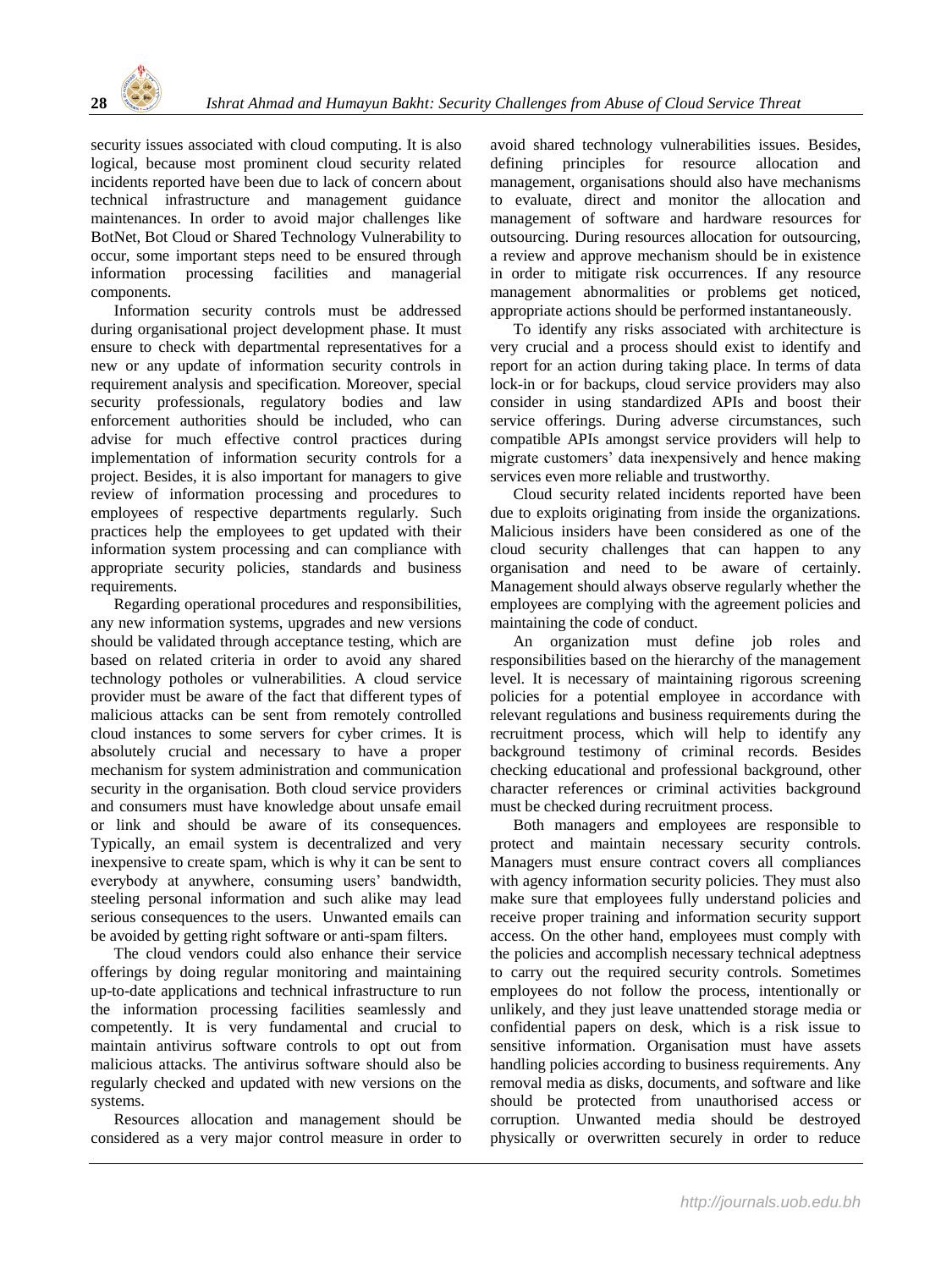security issues associated with cloud computing. It is also logical, because most prominent cloud security related incidents reported have been due to lack of concern about technical infrastructure and management guidance maintenances. In order to avoid major challenges like BotNet, Bot Cloud or Shared Technology Vulnerability to occur, some important steps need to be ensured through information processing facilities and managerial components.

Information security controls must be addressed during organisational project development phase. It must ensure to check with departmental representatives for a new or any update of information security controls in requirement analysis and specification. Moreover, special security professionals, regulatory bodies and law enforcement authorities should be included, who can advise for much effective control practices during implementation of information security controls for a project. Besides, it is also important for managers to give review of information processing and procedures to employees of respective departments regularly. Such practices help the employees to get updated with their information system processing and can compliance with appropriate security policies, standards and business requirements.

Regarding operational procedures and responsibilities, any new information systems, upgrades and new versions should be validated through acceptance testing, which are based on related criteria in order to avoid any shared technology potholes or vulnerabilities. A cloud service provider must be aware of the fact that different types of malicious attacks can be sent from remotely controlled cloud instances to some servers for cyber crimes. It is absolutely crucial and necessary to have a proper mechanism for system administration and communication security in the organisation. Both cloud service providers and consumers must have knowledge about unsafe email or link and should be aware of its consequences. Typically, an email system is decentralized and very inexpensive to create spam, which is why it can be sent to everybody at anywhere, consuming users' bandwidth, steeling personal information and such alike may lead serious consequences to the users. Unwanted emails can be avoided by getting right software or anti-spam filters.

The cloud vendors could also enhance their service offerings by doing regular monitoring and maintaining up-to-date applications and technical infrastructure to run the information processing facilities seamlessly and competently. It is very fundamental and crucial to maintain antivirus software controls to opt out from malicious attacks. The antivirus software should also be regularly checked and updated with new versions on the systems.

Resources allocation and management should be considered as a very major control measure in order to avoid shared technology vulnerabilities issues. Besides, defining principles for resource allocation and management, organisations should also have mechanisms to evaluate, direct and monitor the allocation and management of software and hardware resources for outsourcing. During resources allocation for outsourcing, a review and approve mechanism should be in existence in order to mitigate risk occurrences. If any resource management abnormalities or problems get noticed, appropriate actions should be performed instantaneously.

To identify any risks associated with architecture is very crucial and a process should exist to identify and report for an action during taking place. In terms of data lock-in or for backups, cloud service providers may also consider in using standardized APIs and boost their service offerings. During adverse circumstances, such compatible APIs amongst service providers will help to migrate customers' data inexpensively and hence making services even more reliable and trustworthy.

Cloud security related incidents reported have been due to exploits originating from inside the organizations. Malicious insiders have been considered as one of the cloud security challenges that can happen to any organisation and need to be aware of certainly. Management should always observe regularly whether the employees are complying with the agreement policies and maintaining the code of conduct.

An organization must define job roles and responsibilities based on the hierarchy of the management level. It is necessary of maintaining rigorous screening policies for a potential employee in accordance with relevant regulations and business requirements during the recruitment process, which will help to identify any background testimony of criminal records. Besides checking educational and professional background, other character references or criminal activities background must be checked during recruitment process.

Both managers and employees are responsible to protect and maintain necessary security controls. Managers must ensure contract covers all compliances with agency information security policies. They must also make sure that employees fully understand policies and receive proper training and information security support access. On the other hand, employees must comply with the policies and accomplish necessary technical adeptness to carry out the required security controls. Sometimes employees do not follow the process, intentionally or unlikely, and they just leave unattended storage media or confidential papers on desk, which is a risk issue to sensitive information. Organisation must have assets handling policies according to business requirements. Any removal media as disks, documents, and software and like should be protected from unauthorised access or corruption. Unwanted media should be destroyed physically or overwritten securely in order to reduce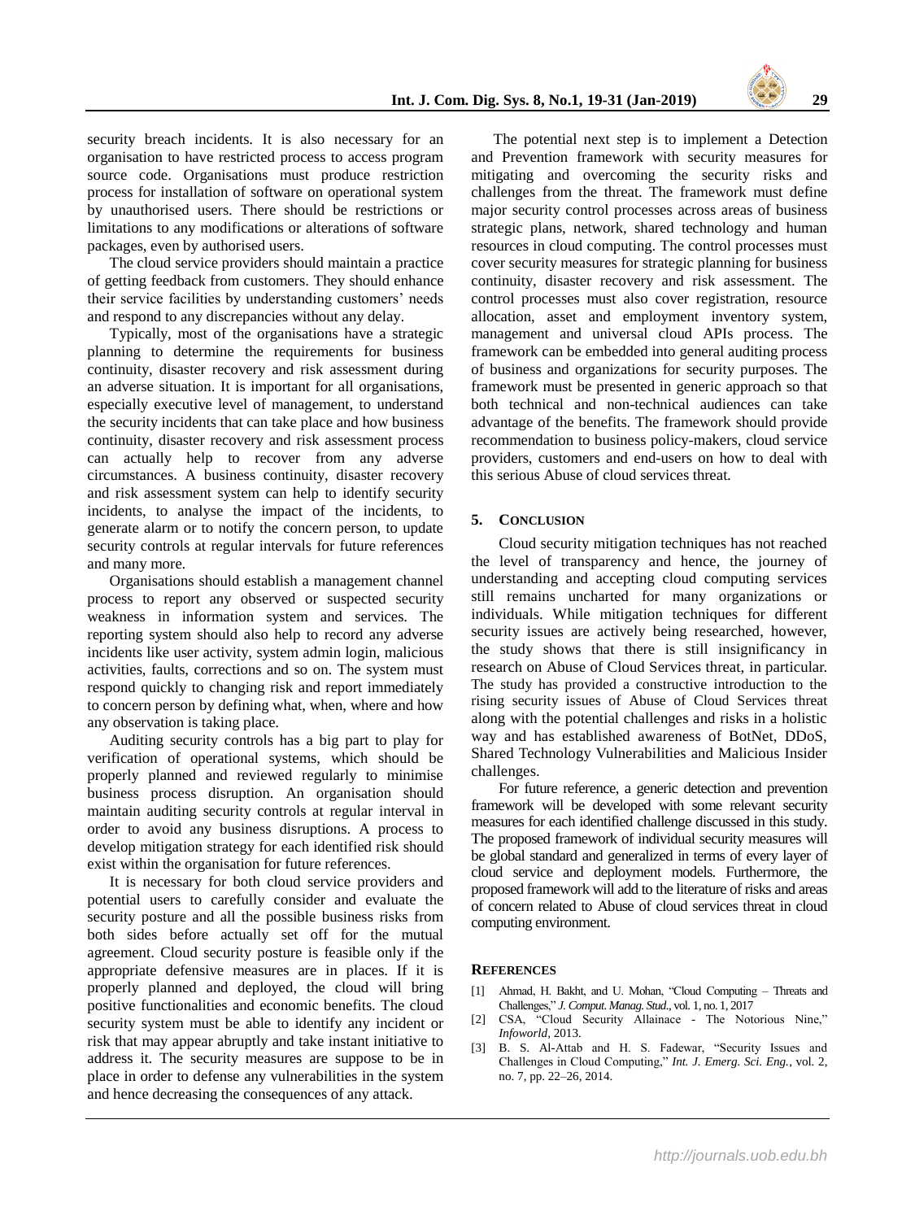security breach incidents. It is also necessary for an organisation to have restricted process to access program source code. Organisations must produce restriction process for installation of software on operational system by unauthorised users. There should be restrictions or limitations to any modifications or alterations of software packages, even by authorised users.

The cloud service providers should maintain a practice of getting feedback from customers. They should enhance their service facilities by understanding customers' needs and respond to any discrepancies without any delay.

Typically, most of the organisations have a strategic planning to determine the requirements for business continuity, disaster recovery and risk assessment during an adverse situation. It is important for all organisations, especially executive level of management, to understand the security incidents that can take place and how business continuity, disaster recovery and risk assessment process can actually help to recover from any adverse circumstances. A business continuity, disaster recovery and risk assessment system can help to identify security incidents, to analyse the impact of the incidents, to generate alarm or to notify the concern person, to update security controls at regular intervals for future references and many more.

Organisations should establish a management channel process to report any observed or suspected security weakness in information system and services. The reporting system should also help to record any adverse incidents like user activity, system admin login, malicious activities, faults, corrections and so on. The system must respond quickly to changing risk and report immediately to concern person by defining what, when, where and how any observation is taking place.

Auditing security controls has a big part to play for verification of operational systems, which should be properly planned and reviewed regularly to minimise business process disruption. An organisation should maintain auditing security controls at regular interval in order to avoid any business disruptions. A process to develop mitigation strategy for each identified risk should exist within the organisation for future references.

It is necessary for both cloud service providers and potential users to carefully consider and evaluate the security posture and all the possible business risks from both sides before actually set off for the mutual agreement. Cloud security posture is feasible only if the appropriate defensive measures are in places. If it is properly planned and deployed, the cloud will bring positive functionalities and economic benefits. The cloud security system must be able to identify any incident or risk that may appear abruptly and take instant initiative to address it. The security measures are suppose to be in place in order to defense any vulnerabilities in the system and hence decreasing the consequences of any attack.

The potential next step is to implement a Detection and Prevention framework with security measures for mitigating and overcoming the security risks and challenges from the threat. The framework must define major security control processes across areas of business strategic plans, network, shared technology and human resources in cloud computing. The control processes must cover security measures for strategic planning for business continuity, disaster recovery and risk assessment. The control processes must also cover registration, resource allocation, asset and employment inventory system, management and universal cloud APIs process. The framework can be embedded into general auditing process of business and organizations for security purposes. The framework must be presented in generic approach so that both technical and non-technical audiences can take advantage of the benefits. The framework should provide recommendation to business policy-makers, cloud service providers, customers and end-users on how to deal with this serious Abuse of cloud services threat.

## 5. Conclusion

Cloud security mitigation techniques has not reached the level of transparency and hence, the journey of understanding and accepting cloud computing services still remains uncharted for many organizations or individuals. While mitigation techniques for different security issues are actively being researched, however, the study shows that there is still insignificancy in research on Abuse of Cloud Services threat, in particular. The study has provided a constructive introduction to the rising security issues of Abuse of Cloud Services threat along with the potential challenges and risks in a holistic way and has established awareness of BotNet, DDoS, Shared Technology Vulnerabilities and Malicious Insider challenges.

For future reference, a generic detection and prevention framework will be developed with some relevant security measures for each identified challenge discussed in this study. The proposed framework of individual security measures will be global standard and generalized in terms of every layer of cloud service and deployment models. Furthermore, the proposed framework will add to the literature of risks and areas of concern related to Abuse of cloud services threat in cloud computing environment.

## References

[1] Ahmad, H. Bakht, and U. Mohan, "Cloud Computing – Threats and Challenges," *J. Comput. Manag. Stud.*, vol. 1, no. 1, 2017

[2] CSA, "Cloud Security Allainace - The Notorious Nine," *Infoworld*, 2013.

[3] B. S. Al-Attab and H. S. Fadewar, "Security Issues and Challenges in Cloud Computing," *Int. J. Emerg. Sci. Eng.*, vol. 2, no. 7, pp. 22–26, 2014.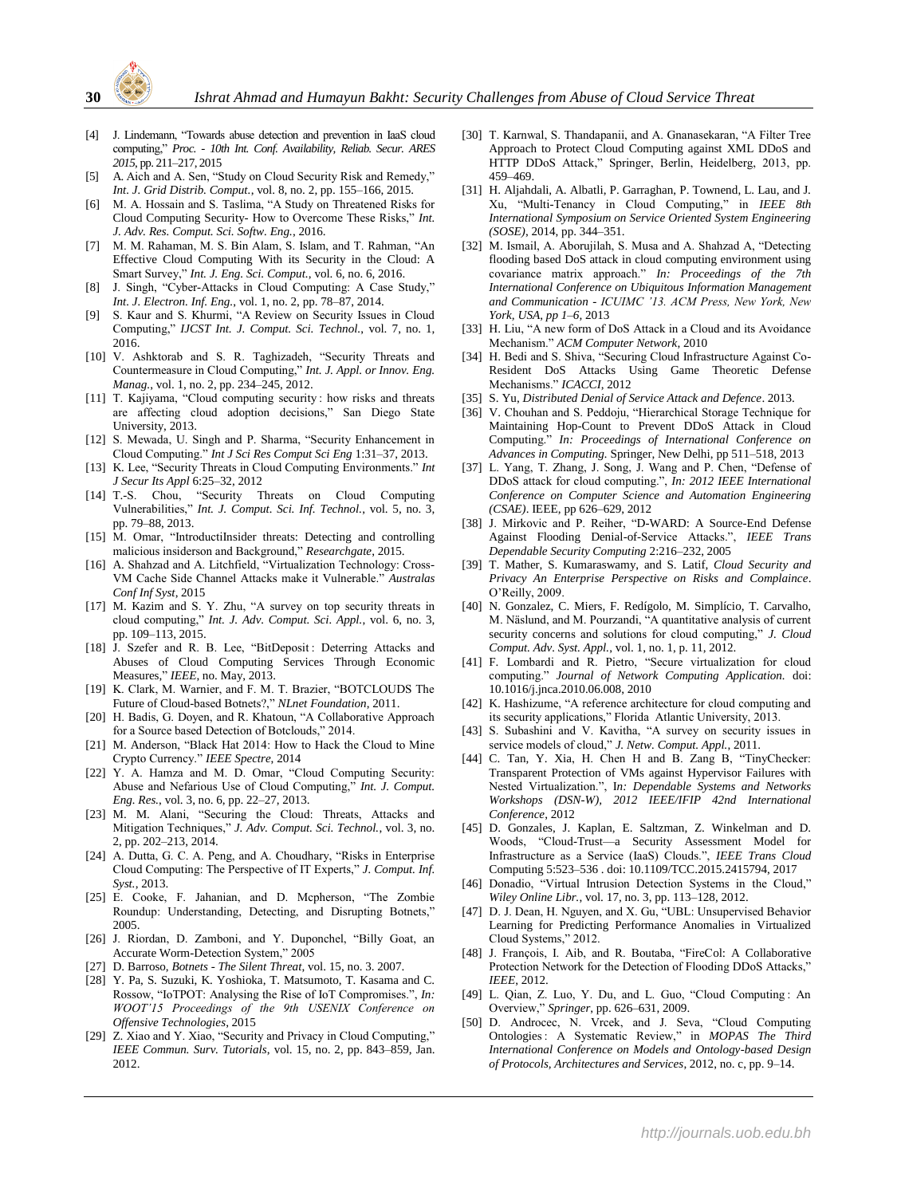[4] J. Lindemann, "Towards abuse detection and prevention in IaaS cloud computing," *Proc. - 10th Int. Conf. Availability, Reliab. Secur. ARES 2015*, pp. 211–217, 2015

[5] A. Aich and A. Sen, "Study on Cloud Security Risk and Remedy," *Int. J. Grid Distrib. Comput.*, vol. 8, no. 2, pp. 155–166, 2015.

[6] M. A. Hossain and S. Taslima, "A Study on Threatened Risks for Cloud Computing Security- How to Overcome These Risks," *Int. J. Adv. Res. Comput. Sci. Softw. Eng.*, 2016.

[7] M. M. Rahaman, M. S. Bin Alam, S. Islam, and T. Rahman, "An Effective Cloud Computing With its Security in the Cloud: A Smart Survey," *Int. J. Eng. Sci. Comput.*, vol. 6, no. 6, 2016.

[8] J. Singh, "Cyber-Attacks in Cloud Computing: A Case Study," *Int. J. Electron. Inf. Eng.*, vol. 1, no. 2, pp. 78–87, 2014.

[9] S. Kaur and S. Khurmi, "A Review on Security Issues in Cloud Computing," *IJCST Int. J. Comput. Sci. Technol.*, vol. 7, no. 1, 2016.

[10] V. Ashktorab and S. R. Taghizadeh, "Security Threats and Countermeasure in Cloud Computing," *Int. J. Appl. or Innov. Eng. Manag.*, vol. 1, no. 2, pp. 234–245, 2012.

[11] T. Kajiyama, "Cloud computing security : how risks and threats are affecting cloud adoption decisions," San Diego State University, 2013.

[12] S. Mewada, U. Singh and P. Sharma, "Security Enhancement in Cloud Computing." *Int J Sci Res Comput Sci Eng* 1:31–37, 2013.

[13] K. Lee, "Security Threats in Cloud Computing Environments." *Int J Secur Its Appl* 6:25–32, 2012

[14] T.-S. Chou, "Security Threats on Cloud Computing Vulnerabilities," *Int. J. Comput. Sci. Inf. Technol.*, vol. 5, no. 3, pp. 79–88, 2013.

[15] M. Omar, "IntroductiInsider threats: Detecting and controlling malicious insiderson and Background," *Researchgate*, 2015.

[16] A. Shahzad and A. Litchfield, "Virtualization Technology: Cross-VM Cache Side Channel Attacks make it Vulnerable." *Australas Conf Inf Syst*, 2015

[17] M. Kazim and S. Y. Zhu, "A survey on top security threats in cloud computing," *Int. J. Adv. Comput. Sci. Appl.*, vol. 6, no. 3, pp. 109–113, 2015.

[18] J. Szefer and R. B. Lee, "BitDeposit : Deterring Attacks and Abuses of Cloud Computing Services Through Economic Measures," *IEEE*, no. May, 2013.

[19] K. Clark, M. Warnier, and F. M. T. Brazier, "BOTCLOUDS The Future of Cloud-based Botnets?," *NLnet Foundation*, 2011.

[20] H. Badis, G. Doyen, and R. Khatoun, "A Collaborative Approach for a Source based Detection of Botclouds," 2014.

[21] M. Anderson, "Black Hat 2014: How to Hack the Cloud to Mine Crypto Currency." *IEEE Spectre*, 2014

[22] Y. A. Hamza and M. D. Omar, "Cloud Computing Security: Abuse and Nefarious Use of Cloud Computing," *Int. J. Comput. Eng. Res.*, vol. 3, no. 6, pp. 22–27, 2013.

[23] M. M. Alani, "Securing the Cloud: Threats, Attacks and Mitigation Techniques," *J. Adv. Comput. Sci. Technol.*, vol. 3, no. 2, pp. 202–213, 2014.

[24] A. Dutta, G. C. A. Peng, and A. Choudhary, "Risks in Enterprise Cloud Computing: The Perspective of IT Experts," *J. Comput. Inf. Syst.*, 2013.

[25] E. Cooke, F. Jahanian, and D. Mcpherson, "The Zombie Roundup: Understanding, Detecting, and Disrupting Botnets," 2005.

[26] J. Riordan, D. Zamboni, and Y. Duponchel, "Billy Goat, an Accurate Worm-Detection System," 2005

[27] D. Barroso, *Botnets - The Silent Threat*, vol. 15, no. 3. 2007.

[28] Y. Pa, S. Suzuki, K. Yoshioka, T. Matsumoto, T. Kasama and C. Rossow, "IoTPOT: Analysing the Rise of IoT Compromises.", *In: WOOT'15 Proceedings of the 9th USENIX Conference on Offensive Technologies*, 2015

[29] Z. Xiao and Y. Xiao, "Security and Privacy in Cloud Computing," *IEEE Commun. Surv. Tutorials*, vol. 15, no. 2, pp. 843–859, Jan. 2012.

[30] T. Karnwal, S. Thandapanii, and A. Gnanasekaran, "A Filter Tree Approach to Protect Cloud Computing against XML DDoS and HTTP DDoS Attack," Springer, Berlin, Heidelberg, 2013, pp. 459–469.

[31] H. Aljahdali, A. Albatli, P. Garraghan, P. Townend, L. Lau, and J. Xu, "Multi-Tenancy in Cloud Computing," in *IEEE 8th International Symposium on Service Oriented System Engineering (SOSE)*, 2014, pp. 344–351.

[32] M. Ismail, A. Aborujilah, S. Musa and A. Shahzad A, "Detecting flooding based DoS attack in cloud computing environment using covariance matrix approach." *In: Proceedings of the 7th International Conference on Ubiquitous Information Management and Communication - ICUIMC '13. ACM Press, New York, New York, USA, pp 1–6*, 2013

[33] H. Liu, "A new form of DoS Attack in a Cloud and its Avoidance Mechanism." *ACM Computer Network*, 2010

[34] H. Bedi and S. Shiva, "Securing Cloud Infrastructure Against Co-Resident DoS Attacks Using Game Theoretic Defense Mechanisms." *ICACCI*, 2012

[35] S. Yu, *Distributed Denial of Service Attack and Defence*. 2013.

[36] V. Chouhan and S. Peddoju, "Hierarchical Storage Technique for Maintaining Hop-Count to Prevent DDoS Attack in Cloud Computing." *In: Proceedings of International Conference on Advances in Computing.* Springer, New Delhi, pp 511–518, 2013

[37] L. Yang, T. Zhang, J. Song, J. Wang and P. Chen, "Defense of DDoS attack for cloud computing.", *In: 2012 IEEE International Conference on Computer Science and Automation Engineering (CSAE)*. IEEE, pp 626–629, 2012

[38] J. Mirkovic and P. Reiher, "D-WARD: A Source-End Defense Against Flooding Denial-of-Service Attacks.", *IEEE Trans Dependable Security Computing* 2:216–232, 2005

[39] T. Mather, S. Kumaraswamy, and S. Latif, *Cloud Security and Privacy An Enterprise Perspective on Risks and Complaince*. O'Reilly, 2009.

[40] N. Gonzalez, C. Miers, F. Redígolo, M. Simplício, T. Carvalho, M. Näslund, and M. Pourzandi, "A quantitative analysis of current security concerns and solutions for cloud computing," *J. Cloud Comput. Adv. Syst. Appl.*, vol. 1, no. 1, p. 11, 2012.

[41] F. Lombardi and R. Pietro, "Secure virtualization for cloud computing." *Journal of Network Computing Application*. doi: 10.1016/j.jnca.2010.06.008, 2010

[42] K. Hashizume, "A reference architecture for cloud computing and its security applications," Florida Atlantic University, 2013.

[43] S. Subashini and V. Kavitha, "A survey on security issues in service models of cloud," *J. Netw. Comput. Appl.*, 2011.

[44] C. Tan, Y. Xia, H. Chen H and B. Zang B, "TinyChecker: Transparent Protection of VMs against Hypervisor Failures with Nested Virtualization.", I*n: Dependable Systems and Networks Workshops (DSN-W), 2012 IEEE/IFIP 42nd International Conference*, 2012

[45] D. Gonzales, J. Kaplan, E. Saltzman, Z. Winkelman and D. Woods, "Cloud-Trust—a Security Assessment Model for Infrastructure as a Service (IaaS) Clouds.", *IEEE Trans Cloud* Computing 5:523–536 . doi: 10.1109/TCC.2015.2415794, 2017

[46] Donadio, "Virtual Intrusion Detection Systems in the Cloud," *Wiley Online Libr.*, vol. 17, no. 3, pp. 113–128, 2012.

[47] D. J. Dean, H. Nguyen, and X. Gu, "UBL: Unsupervised Behavior Learning for Predicting Performance Anomalies in Virtualized Cloud Systems," 2012.

[48] J. François, I. Aib, and R. Boutaba, "FireCol: A Collaborative Protection Network for the Detection of Flooding DDoS Attacks," *IEEE*, 2012.

[49] L. Qian, Z. Luo, Y. Du, and L. Guo, "Cloud Computing : An Overview," *Springer*, pp. 626–631, 2009.

[50] D. Androcec, N. Vrcek, and J. Seva, "Cloud Computing Ontologies : A Systematic Review," in *MOPAS The Third International Conference on Models and Ontology-based Design of Protocols, Architectures and Services*, 2012, no. c, pp. 9–14.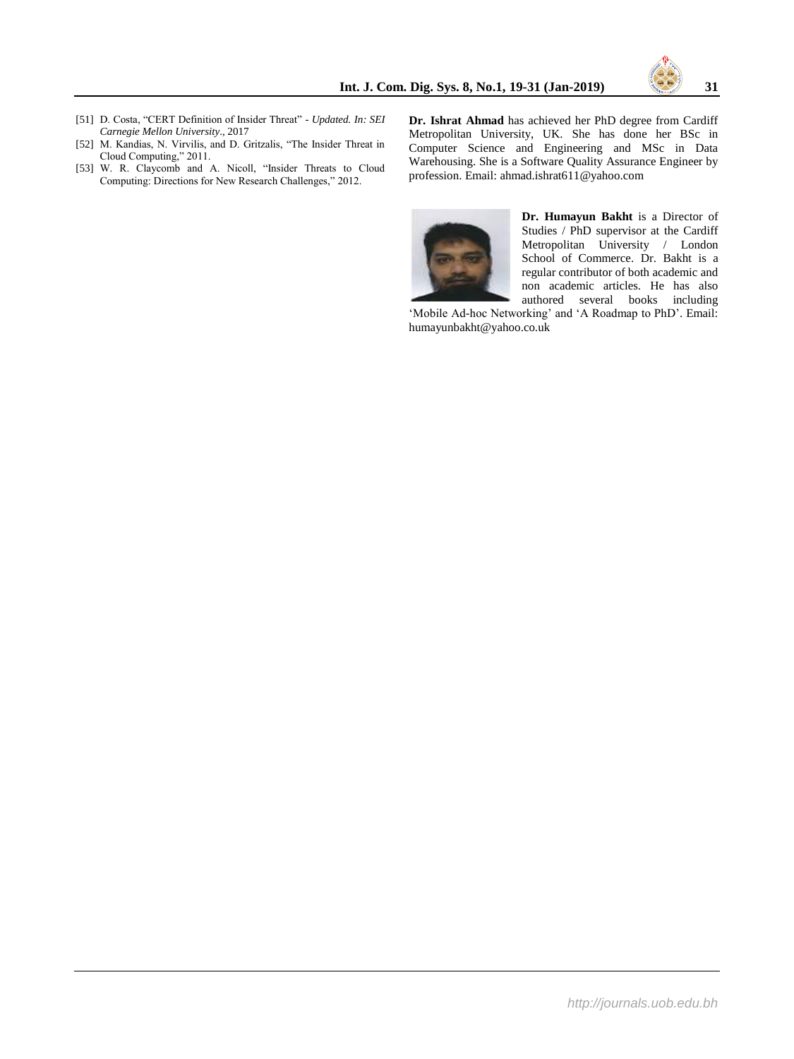[51] D. Costa, "CERT Definition of Insider Threat" - *Updated. In: SEI Carnegie Mellon University*., 2017

[52] M. Kandias, N. Virvilis, and D. Gritzalis, "The Insider Threat in Cloud Computing," 2011.

[53] W. R. Claycomb and A. Nicoll, "Insider Threats to Cloud Computing: Directions for New Research Challenges," 2012.

**Dr. Ishrat Ahmad** has achieved her PhD degree from Cardiff Metropolitan University, UK. She has done her BSc in Computer Science and Engineering and MSc in Data Warehousing. She is a Software Quality Assurance Engineer by profession. Email: ahmad.ishrat611@yahoo.com

**Dr. Humayun Bakht** is a Director of Studies / PhD supervisor at the Cardiff Metropolitan University / London School of Commerce. Dr. Bakht is a regular contributor of both academic and non academic articles. He has also authored several books including 'Mobile Ad-hoc Networking' and 'A Roadmap to PhD'. Email: humayunbakht@yahoo.co.uk